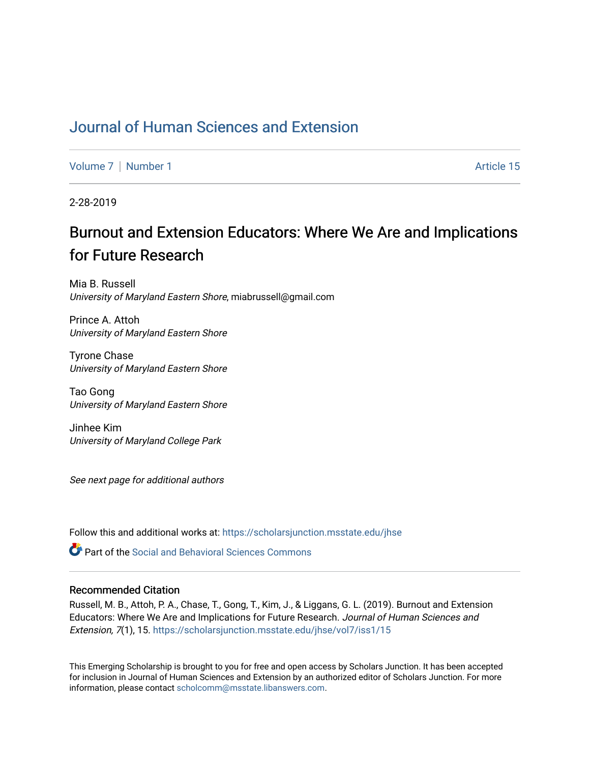# Journal of Human Sciences and Extension

Volume 7 | Number 1 Article 15

2-28-2019

## Burnout and Extension Educators: Where We Are and Implications for Future Research

Mia B. Russell
*University of Maryland Eastern Shore*, miabrussell@gmail.com

Prince A. Attoh
*University of Maryland Eastern Shore*

Tyrone Chase
*University of Maryland Eastern Shore*

Tao Gong
*University of Maryland Eastern Shore*

Jinhee Kim
*University of Maryland College Park*

*See next page for additional authors*

Follow this and additional works at: https://scholarsjunction.msstate.edu/jhse

Part of the Social and Behavioral Sciences Commons

### Recommended Citation

Russell, M. B., Attoh, P. A., Chase, T., Gong, T., Kim, J., & Liggans, G. L. (2019). Burnout and Extension Educators: Where We Are and Implications for Future Research. *Journal of Human Sciences and Extension, 7*(1), 15. https://scholarsjunction.msstate.edu/jhse/vol7/iss1/15

This Emerging Scholarship is brought to you for free and open access by Scholars Junction. It has been accepted for inclusion in Journal of Human Sciences and Extension by an authorized editor of Scholars Junction. For more information, please contact scholcomm@msstate.libanswers.com.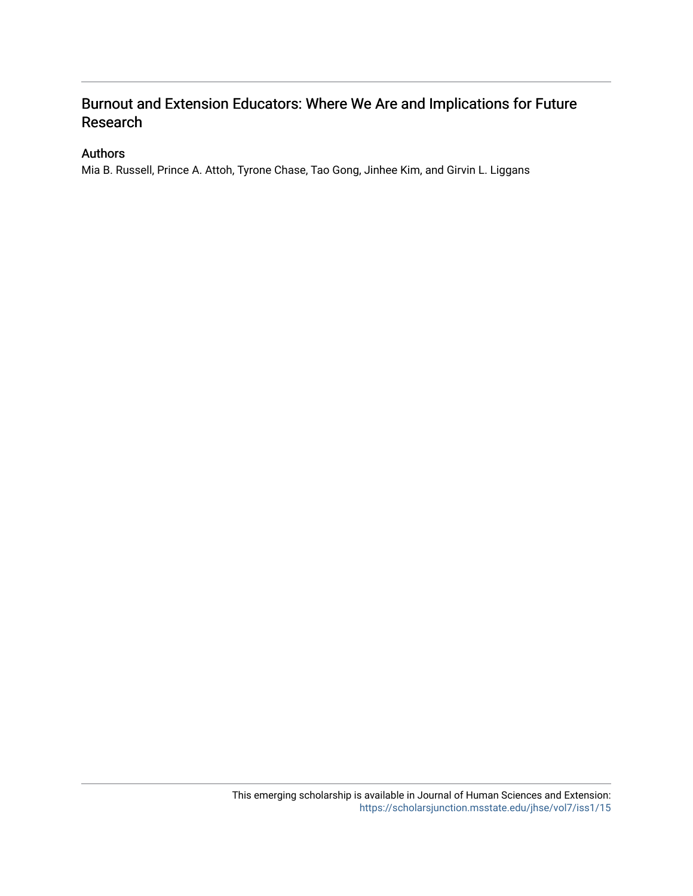# Burnout and Extension Educators: Where We Are and Implications for Future Research

## Authors

Mia B. Russell, Prince A. Attoh, Tyrone Chase, Tao Gong, Jinhee Kim, and Girvin L. Liggans

This emerging scholarship is available in Journal of Human Sciences and Extension: https://scholarsjunction.msstate.edu/jhse/vol7/iss1/15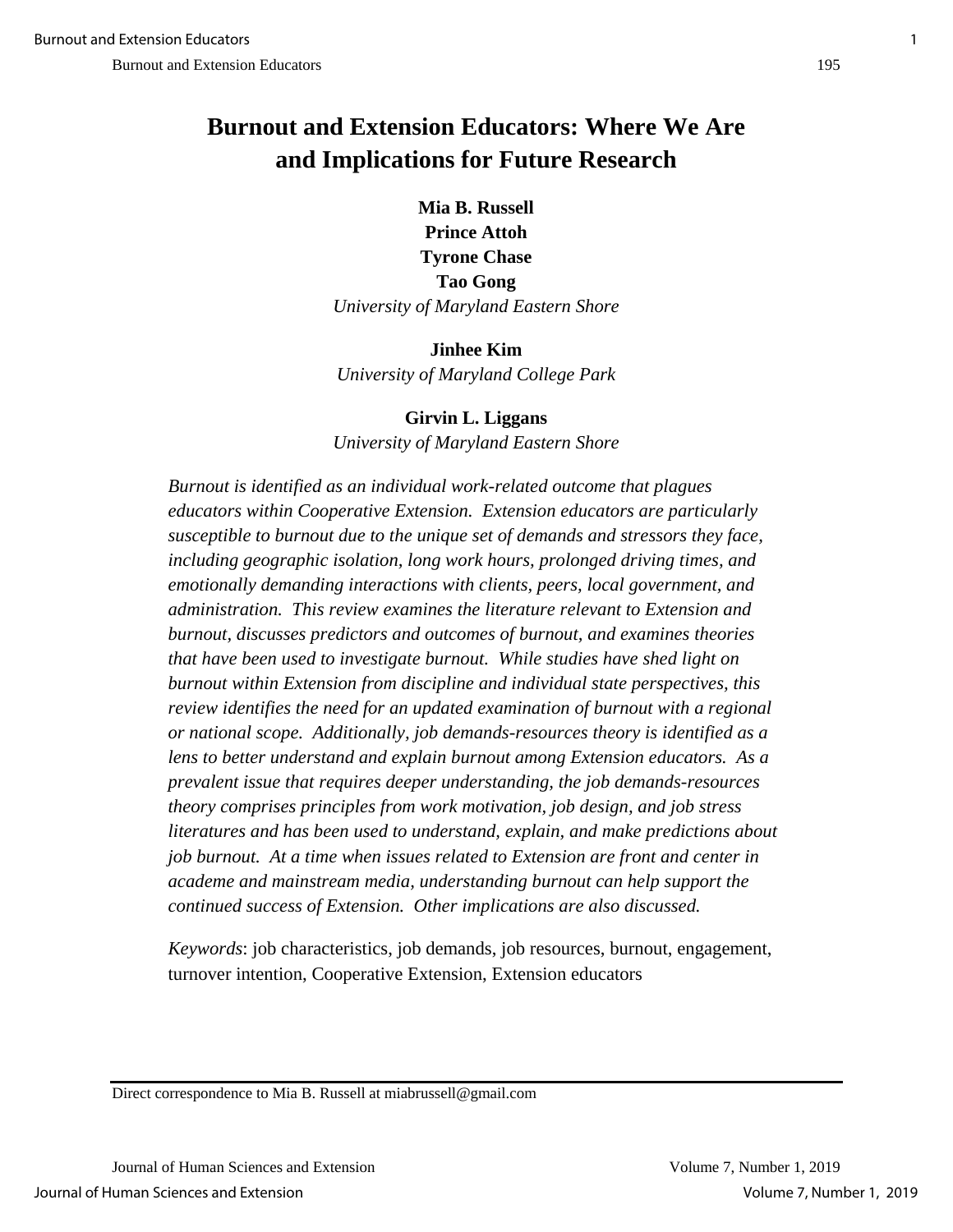# Burnout and Extension Educators: Where We Are and Implications for Future Research

**Mia B. Russell**
**Prince Attoh**
**Tyrone Chase**
**Tao Gong**
*University of Maryland Eastern Shore*

**Jinhee Kim**
*University of Maryland College Park*

**Girvin L. Liggans**
*University of Maryland Eastern Shore*

*Burnout is identified as an individual work-related outcome that plagues educators within Cooperative Extension. Extension educators are particularly susceptible to burnout due to the unique set of demands and stressors they face, including geographic isolation, long work hours, prolonged driving times, and emotionally demanding interactions with clients, peers, local government, and administration. This review examines the literature relevant to Extension and burnout, discusses predictors and outcomes of burnout, and examines theories that have been used to investigate burnout. While studies have shed light on burnout within Extension from discipline and individual state perspectives, this review identifies the need for an updated examination of burnout with a regional or national scope. Additionally, job demands-resources theory is identified as a lens to better understand and explain burnout among Extension educators. As a prevalent issue that requires deeper understanding, the job demands-resources theory comprises principles from work motivation, job design, and job stress literatures and has been used to understand, explain, and make predictions about job burnout. At a time when issues related to Extension are front and center in academe and mainstream media, understanding burnout can help support the continued success of Extension. Other implications are also discussed.*

*Keywords*: job characteristics, job demands, job resources, burnout, engagement, turnover intention, Cooperative Extension, Extension educators

Direct correspondence to Mia B. Russell at miabrussell@gmail.com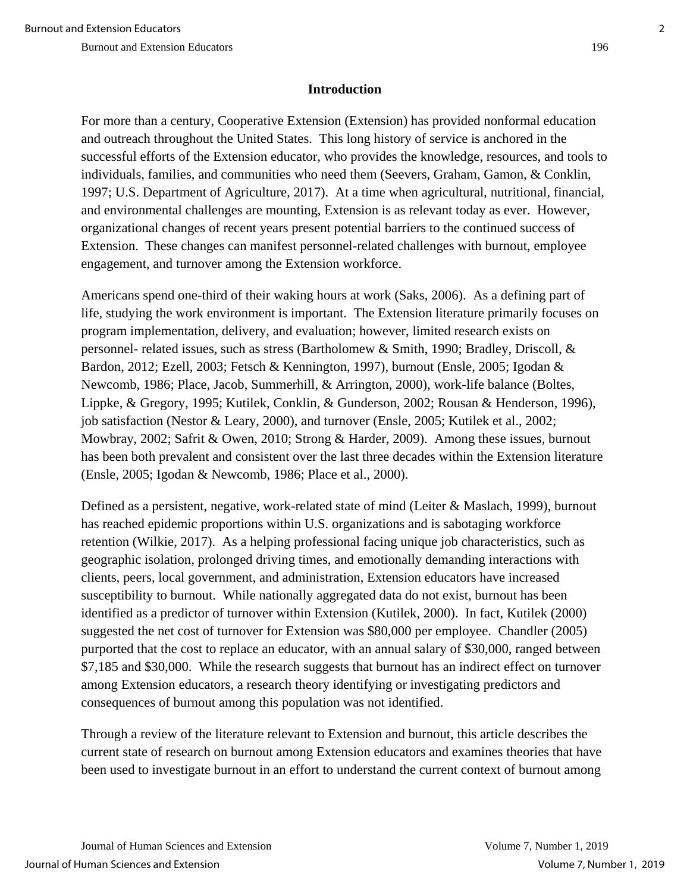## Introduction

For more than a century, Cooperative Extension (Extension) has provided nonformal education and outreach throughout the United States. This long history of service is anchored in the successful efforts of the Extension educator, who provides the knowledge, resources, and tools to individuals, families, and communities who need them (Seevers, Graham, Gamon, & Conklin, 1997; U.S. Department of Agriculture, 2017). At a time when agricultural, nutritional, financial, and environmental challenges are mounting, Extension is as relevant today as ever. However, organizational changes of recent years present potential barriers to the continued success of Extension. These changes can manifest personnel-related challenges with burnout, employee engagement, and turnover among the Extension workforce.

Americans spend one-third of their waking hours at work (Saks, 2006). As a defining part of life, studying the work environment is important. The Extension literature primarily focuses on program implementation, delivery, and evaluation; however, limited research exists on personnel- related issues, such as stress (Bartholomew & Smith, 1990; Bradley, Driscoll, & Bardon, 2012; Ezell, 2003; Fetsch & Kennington, 1997), burnout (Ensle, 2005; Igodan & Newcomb, 1986; Place, Jacob, Summerhill, & Arrington, 2000), work-life balance (Boltes, Lippke, & Gregory, 1995; Kutilek, Conklin, & Gunderson, 2002; Rousan & Henderson, 1996), job satisfaction (Nestor & Leary, 2000), and turnover (Ensle, 2005; Kutilek et al., 2002; Mowbray, 2002; Safrit & Owen, 2010; Strong & Harder, 2009). Among these issues, burnout has been both prevalent and consistent over the last three decades within the Extension literature (Ensle, 2005; Igodan & Newcomb, 1986; Place et al., 2000).

Defined as a persistent, negative, work-related state of mind (Leiter & Maslach, 1999), burnout has reached epidemic proportions within U.S. organizations and is sabotaging workforce retention (Wilkie, 2017). As a helping professional facing unique job characteristics, such as geographic isolation, prolonged driving times, and emotionally demanding interactions with clients, peers, local government, and administration, Extension educators have increased susceptibility to burnout. While nationally aggregated data do not exist, burnout has been identified as a predictor of turnover within Extension (Kutilek, 2000). In fact, Kutilek (2000) suggested the net cost of turnover for Extension was $80,000 per employee. Chandler (2005) purported that the cost to replace an educator, with an annual salary of $30,000, ranged between $7,185 and $30,000. While the research suggests that burnout has an indirect effect on turnover among Extension educators, a research theory identifying or investigating predictors and consequences of burnout among this population was not identified.

Through a review of the literature relevant to Extension and burnout, this article describes the current state of research on burnout among Extension educators and examines theories that have been used to investigate burnout in an effort to understand the current context of burnout among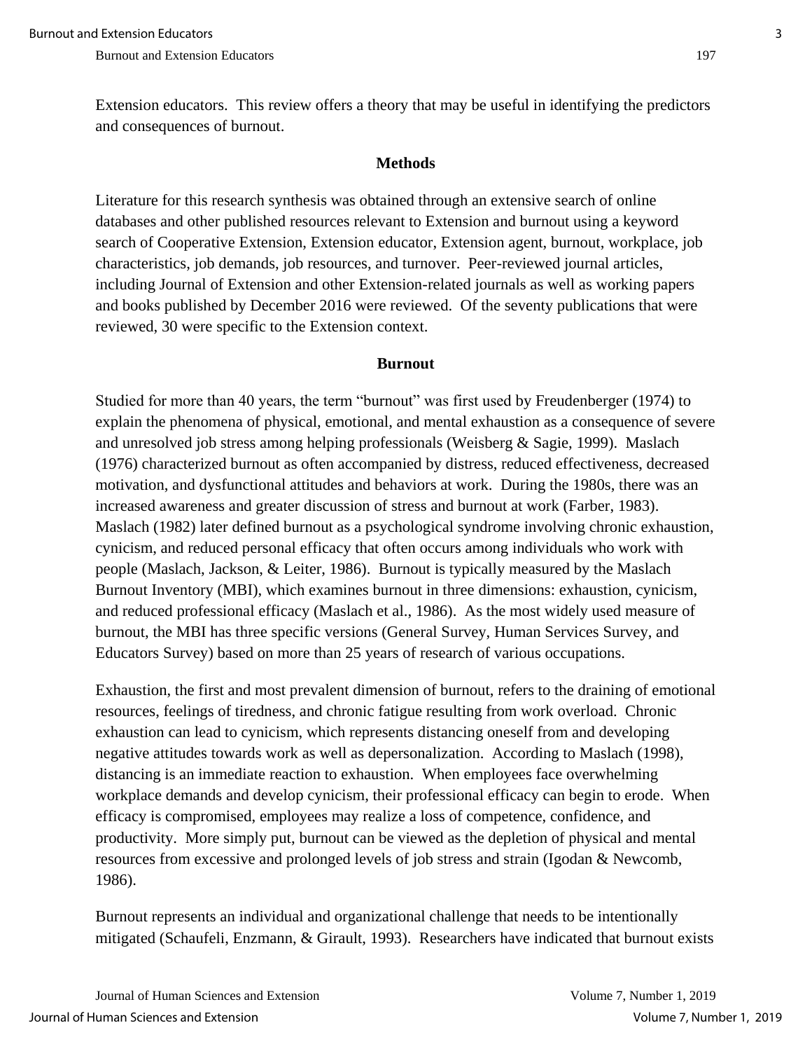Extension educators. This review offers a theory that may be useful in identifying the predictors and consequences of burnout.

## Methods

Literature for this research synthesis was obtained through an extensive search of online databases and other published resources relevant to Extension and burnout using a keyword search of Cooperative Extension, Extension educator, Extension agent, burnout, workplace, job characteristics, job demands, job resources, and turnover. Peer-reviewed journal articles, including Journal of Extension and other Extension-related journals as well as working papers and books published by December 2016 were reviewed. Of the seventy publications that were reviewed, 30 were specific to the Extension context.

## Burnout

Studied for more than 40 years, the term "burnout" was first used by Freudenberger (1974) to explain the phenomena of physical, emotional, and mental exhaustion as a consequence of severe and unresolved job stress among helping professionals (Weisberg & Sagie, 1999). Maslach (1976) characterized burnout as often accompanied by distress, reduced effectiveness, decreased motivation, and dysfunctional attitudes and behaviors at work. During the 1980s, there was an increased awareness and greater discussion of stress and burnout at work (Farber, 1983). Maslach (1982) later defined burnout as a psychological syndrome involving chronic exhaustion, cynicism, and reduced personal efficacy that often occurs among individuals who work with people (Maslach, Jackson, & Leiter, 1986). Burnout is typically measured by the Maslach Burnout Inventory (MBI), which examines burnout in three dimensions: exhaustion, cynicism, and reduced professional efficacy (Maslach et al., 1986). As the most widely used measure of burnout, the MBI has three specific versions (General Survey, Human Services Survey, and Educators Survey) based on more than 25 years of research of various occupations.

Exhaustion, the first and most prevalent dimension of burnout, refers to the draining of emotional resources, feelings of tiredness, and chronic fatigue resulting from work overload. Chronic exhaustion can lead to cynicism, which represents distancing oneself from and developing negative attitudes towards work as well as depersonalization. According to Maslach (1998), distancing is an immediate reaction to exhaustion. When employees face overwhelming workplace demands and develop cynicism, their professional efficacy can begin to erode. When efficacy is compromised, employees may realize a loss of competence, confidence, and productivity. More simply put, burnout can be viewed as the depletion of physical and mental resources from excessive and prolonged levels of job stress and strain (Igodan & Newcomb, 1986).

Burnout represents an individual and organizational challenge that needs to be intentionally mitigated (Schaufeli, Enzmann, & Girault, 1993). Researchers have indicated that burnout exists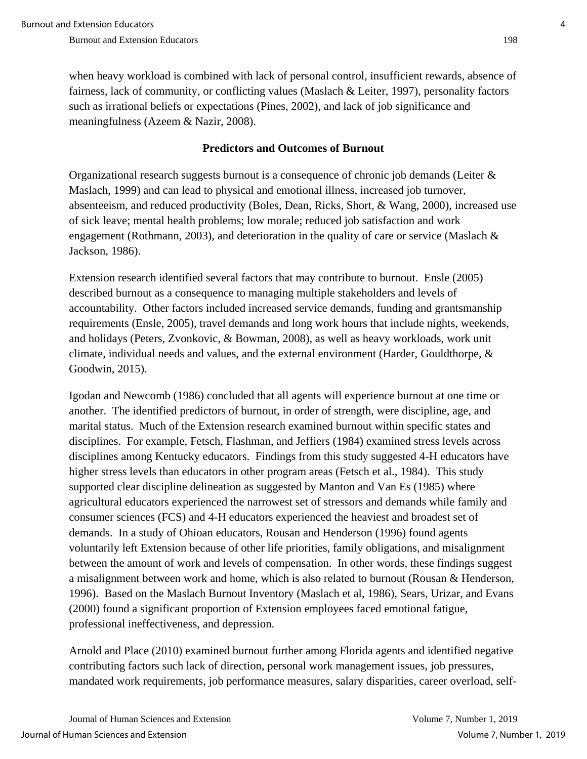when heavy workload is combined with lack of personal control, insufficient rewards, absence of fairness, lack of community, or conflicting values (Maslach & Leiter, 1997), personality factors such as irrational beliefs or expectations (Pines, 2002), and lack of job significance and meaningfulness (Azeem & Nazir, 2008).

## Predictors and Outcomes of Burnout

Organizational research suggests burnout is a consequence of chronic job demands (Leiter & Maslach, 1999) and can lead to physical and emotional illness, increased job turnover, absenteeism, and reduced productivity (Boles, Dean, Ricks, Short, & Wang, 2000), increased use of sick leave; mental health problems; low morale; reduced job satisfaction and work engagement (Rothmann, 2003), and deterioration in the quality of care or service (Maslach & Jackson, 1986).

Extension research identified several factors that may contribute to burnout. Ensle (2005) described burnout as a consequence to managing multiple stakeholders and levels of accountability. Other factors included increased service demands, funding and grantsmanship requirements (Ensle, 2005), travel demands and long work hours that include nights, weekends, and holidays (Peters, Zvonkovic, & Bowman, 2008), as well as heavy workloads, work unit climate, individual needs and values, and the external environment (Harder, Gouldthorpe, & Goodwin, 2015).

Igodan and Newcomb (1986) concluded that all agents will experience burnout at one time or another. The identified predictors of burnout, in order of strength, were discipline, age, and marital status. Much of the Extension research examined burnout within specific states and disciplines. For example, Fetsch, Flashman, and Jeffiers (1984) examined stress levels across disciplines among Kentucky educators. Findings from this study suggested 4-H educators have higher stress levels than educators in other program areas (Fetsch et al., 1984). This study supported clear discipline delineation as suggested by Manton and Van Es (1985) where agricultural educators experienced the narrowest set of stressors and demands while family and consumer sciences (FCS) and 4-H educators experienced the heaviest and broadest set of demands. In a study of Ohioan educators, Rousan and Henderson (1996) found agents voluntarily left Extension because of other life priorities, family obligations, and misalignment between the amount of work and levels of compensation. In other words, these findings suggest a misalignment between work and home, which is also related to burnout (Rousan & Henderson, 1996). Based on the Maslach Burnout Inventory (Maslach et al, 1986), Sears, Urizar, and Evans (2000) found a significant proportion of Extension employees faced emotional fatigue, professional ineffectiveness, and depression.

Arnold and Place (2010) examined burnout further among Florida agents and identified negative contributing factors such lack of direction, personal work management issues, job pressures, mandated work requirements, job performance measures, salary disparities, career overload, self-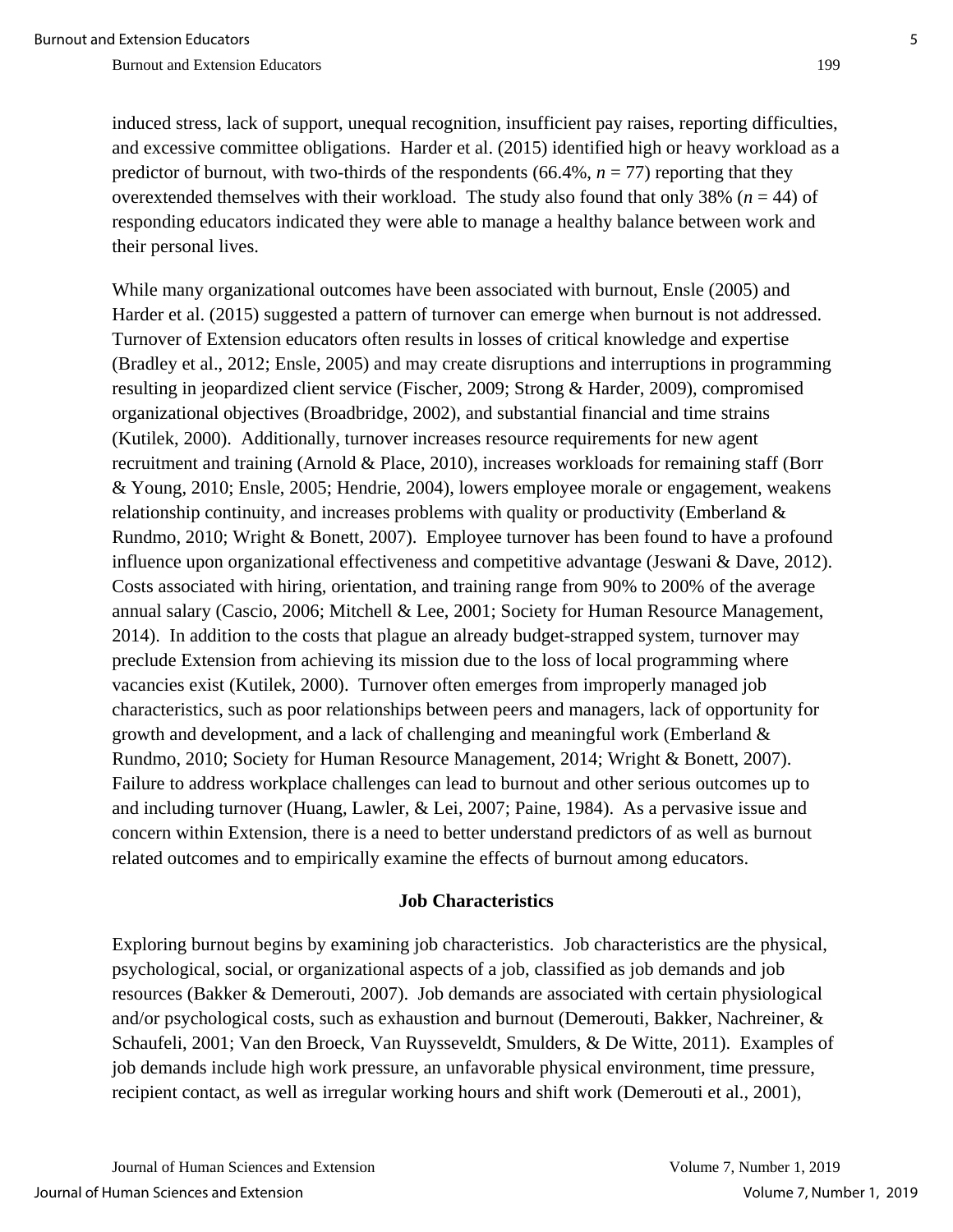induced stress, lack of support, unequal recognition, insufficient pay raises, reporting difficulties, and excessive committee obligations. Harder et al. (2015) identified high or heavy workload as a predictor of burnout, with two-thirds of the respondents (66.4%, *n* = 77) reporting that they overextended themselves with their workload. The study also found that only 38% (*n* = 44) of responding educators indicated they were able to manage a healthy balance between work and their personal lives.

While many organizational outcomes have been associated with burnout, Ensle (2005) and Harder et al. (2015) suggested a pattern of turnover can emerge when burnout is not addressed. Turnover of Extension educators often results in losses of critical knowledge and expertise (Bradley et al., 2012; Ensle, 2005) and may create disruptions and interruptions in programming resulting in jeopardized client service (Fischer, 2009; Strong & Harder, 2009), compromised organizational objectives (Broadbridge, 2002), and substantial financial and time strains (Kutilek, 2000). Additionally, turnover increases resource requirements for new agent recruitment and training (Arnold & Place, 2010), increases workloads for remaining staff (Borr & Young, 2010; Ensle, 2005; Hendrie, 2004), lowers employee morale or engagement, weakens relationship continuity, and increases problems with quality or productivity (Emberland & Rundmo, 2010; Wright & Bonett, 2007). Employee turnover has been found to have a profound influence upon organizational effectiveness and competitive advantage (Jeswani & Dave, 2012). Costs associated with hiring, orientation, and training range from 90% to 200% of the average annual salary (Cascio, 2006; Mitchell & Lee, 2001; Society for Human Resource Management, 2014). In addition to the costs that plague an already budget-strapped system, turnover may preclude Extension from achieving its mission due to the loss of local programming where vacancies exist (Kutilek, 2000). Turnover often emerges from improperly managed job characteristics, such as poor relationships between peers and managers, lack of opportunity for growth and development, and a lack of challenging and meaningful work (Emberland & Rundmo, 2010; Society for Human Resource Management, 2014; Wright & Bonett, 2007). Failure to address workplace challenges can lead to burnout and other serious outcomes up to and including turnover (Huang, Lawler, & Lei, 2007; Paine, 1984). As a pervasive issue and concern within Extension, there is a need to better understand predictors of as well as burnout related outcomes and to empirically examine the effects of burnout among educators.

## Job Characteristics

Exploring burnout begins by examining job characteristics. Job characteristics are the physical, psychological, social, or organizational aspects of a job, classified as job demands and job resources (Bakker & Demerouti, 2007). Job demands are associated with certain physiological and/or psychological costs, such as exhaustion and burnout (Demerouti, Bakker, Nachreiner, & Schaufeli, 2001; Van den Broeck, Van Ruysseveldt, Smulders, & De Witte, 2011). Examples of job demands include high work pressure, an unfavorable physical environment, time pressure, recipient contact, as well as irregular working hours and shift work (Demerouti et al., 2001),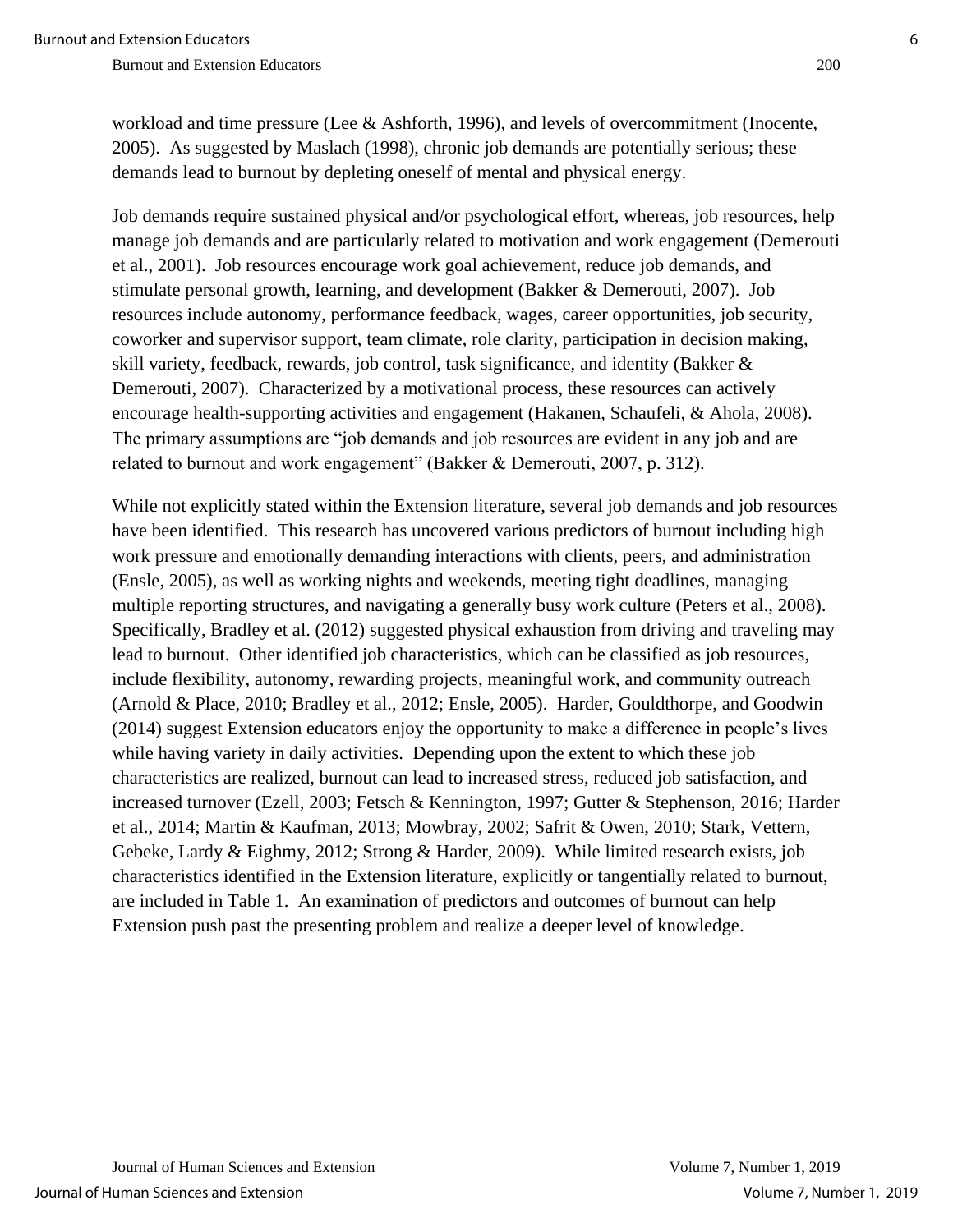workload and time pressure (Lee & Ashforth, 1996), and levels of overcommitment (Inocente, 2005). As suggested by Maslach (1998), chronic job demands are potentially serious; these demands lead to burnout by depleting oneself of mental and physical energy.

Job demands require sustained physical and/or psychological effort, whereas, job resources, help manage job demands and are particularly related to motivation and work engagement (Demerouti et al., 2001). Job resources encourage work goal achievement, reduce job demands, and stimulate personal growth, learning, and development (Bakker & Demerouti, 2007). Job resources include autonomy, performance feedback, wages, career opportunities, job security, coworker and supervisor support, team climate, role clarity, participation in decision making, skill variety, feedback, rewards, job control, task significance, and identity (Bakker & Demerouti, 2007). Characterized by a motivational process, these resources can actively encourage health-supporting activities and engagement (Hakanen, Schaufeli, & Ahola, 2008). The primary assumptions are "job demands and job resources are evident in any job and are related to burnout and work engagement" (Bakker & Demerouti, 2007, p. 312).

While not explicitly stated within the Extension literature, several job demands and job resources have been identified. This research has uncovered various predictors of burnout including high work pressure and emotionally demanding interactions with clients, peers, and administration (Ensle, 2005), as well as working nights and weekends, meeting tight deadlines, managing multiple reporting structures, and navigating a generally busy work culture (Peters et al., 2008). Specifically, Bradley et al. (2012) suggested physical exhaustion from driving and traveling may lead to burnout. Other identified job characteristics, which can be classified as job resources, include flexibility, autonomy, rewarding projects, meaningful work, and community outreach (Arnold & Place, 2010; Bradley et al., 2012; Ensle, 2005). Harder, Gouldthorpe, and Goodwin (2014) suggest Extension educators enjoy the opportunity to make a difference in people's lives while having variety in daily activities. Depending upon the extent to which these job characteristics are realized, burnout can lead to increased stress, reduced job satisfaction, and increased turnover (Ezell, 2003; Fetsch & Kennington, 1997; Gutter & Stephenson, 2016; Harder et al., 2014; Martin & Kaufman, 2013; Mowbray, 2002; Safrit & Owen, 2010; Stark, Vettern, Gebeke, Lardy & Eighmy, 2012; Strong & Harder, 2009). While limited research exists, job characteristics identified in the Extension literature, explicitly or tangentially related to burnout, are included in Table 1. An examination of predictors and outcomes of burnout can help Extension push past the presenting problem and realize a deeper level of knowledge.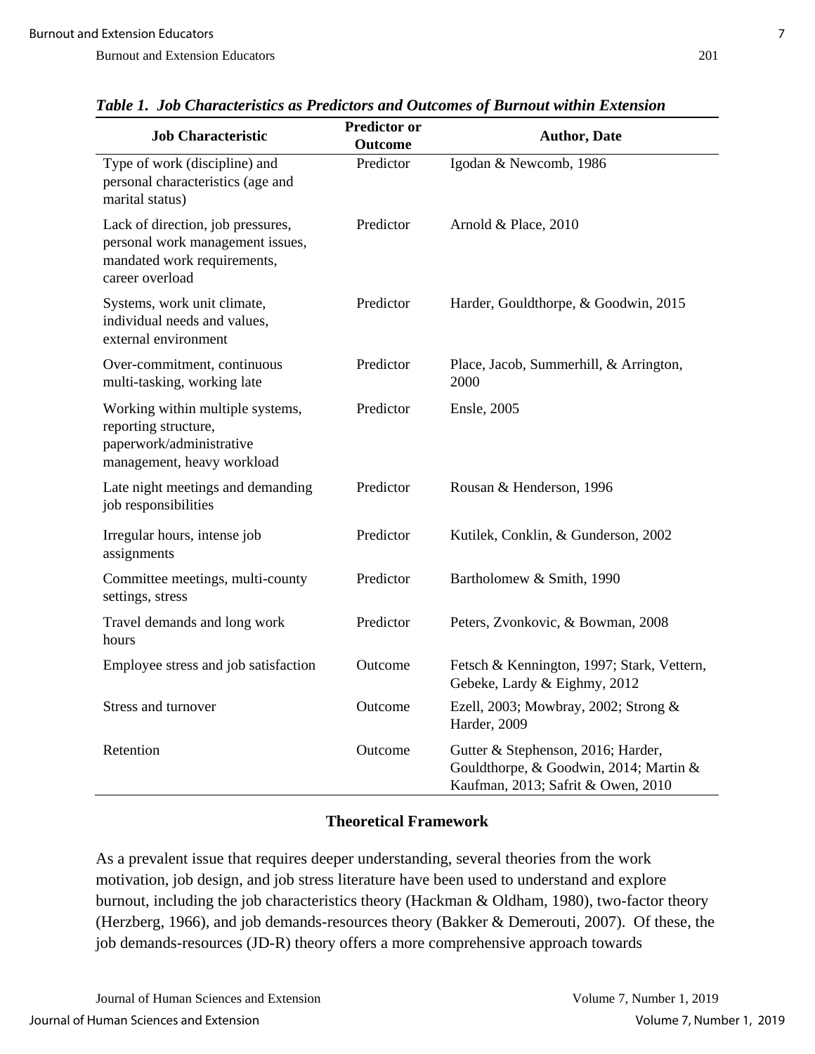***Table 1. Job Characteristics as Predictors and Outcomes of Burnout within Extension***

| Job Characteristic | Predictor or Outcome | Author, Date |
|---|---|---|
| Type of work (discipline) and personal characteristics (age and marital status) | Predictor | Igodan & Newcomb, 1986 |
| Lack of direction, job pressures, personal work management issues, mandated work requirements, career overload | Predictor | Arnold & Place, 2010 |
| Systems, work unit climate, individual needs and values, external environment | Predictor | Harder, Gouldthorpe, & Goodwin, 2015 |
| Over-commitment, continuous multi-tasking, working late | Predictor | Place, Jacob, Summerhill, & Arrington, 2000 |
| Working within multiple systems, reporting structure, paperwork/administrative management, heavy workload | Predictor | Ensle, 2005 |
| Late night meetings and demanding job responsibilities | Predictor | Rousan & Henderson, 1996 |
| Irregular hours, intense job assignments | Predictor | Kutilek, Conklin, & Gunderson, 2002 |
| Committee meetings, multi-county settings, stress | Predictor | Bartholomew & Smith, 1990 |
| Travel demands and long work hours | Predictor | Peters, Zvonkovic, & Bowman, 2008 |
| Employee stress and job satisfaction | Outcome | Fetsch & Kennington, 1997; Stark, Vettern, Gebeke, Lardy & Eighmy, 2012 |
| Stress and turnover | Outcome | Ezell, 2003; Mowbray, 2002; Strong & Harder, 2009 |
| Retention | Outcome | Gutter & Stephenson, 2016; Harder, Gouldthorpe, & Goodwin, 2014; Martin & Kaufman, 2013; Safrit & Owen, 2010 |

## Theoretical Framework

As a prevalent issue that requires deeper understanding, several theories from the work motivation, job design, and job stress literature have been used to understand and explore burnout, including the job characteristics theory (Hackman & Oldham, 1980), two-factor theory (Herzberg, 1966), and job demands-resources theory (Bakker & Demerouti, 2007). Of these, the job demands-resources (JD-R) theory offers a more comprehensive approach towards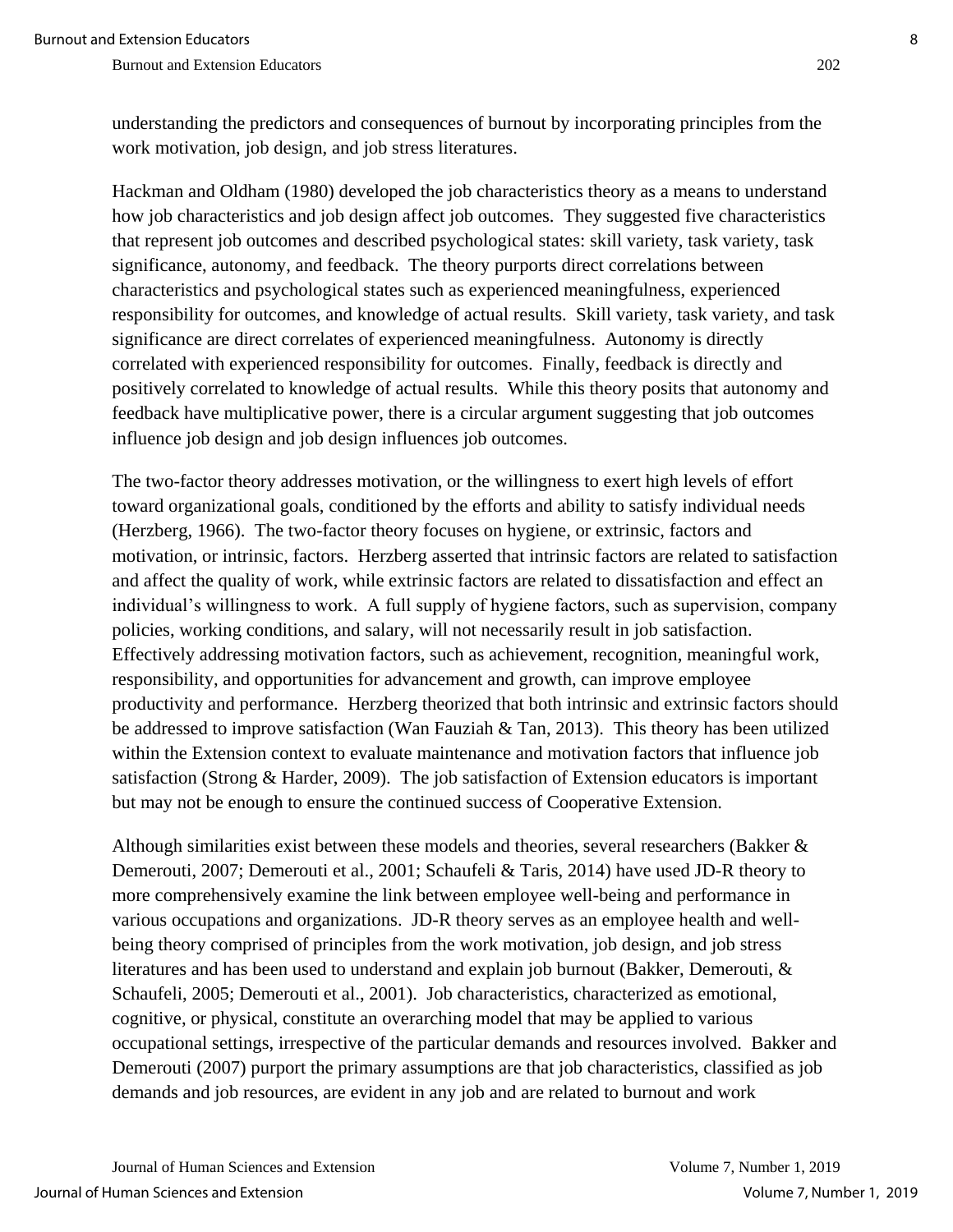understanding the predictors and consequences of burnout by incorporating principles from the work motivation, job design, and job stress literatures.

Hackman and Oldham (1980) developed the job characteristics theory as a means to understand how job characteristics and job design affect job outcomes. They suggested five characteristics that represent job outcomes and described psychological states: skill variety, task variety, task significance, autonomy, and feedback. The theory purports direct correlations between characteristics and psychological states such as experienced meaningfulness, experienced responsibility for outcomes, and knowledge of actual results. Skill variety, task variety, and task significance are direct correlates of experienced meaningfulness. Autonomy is directly correlated with experienced responsibility for outcomes. Finally, feedback is directly and positively correlated to knowledge of actual results. While this theory posits that autonomy and feedback have multiplicative power, there is a circular argument suggesting that job outcomes influence job design and job design influences job outcomes.

The two-factor theory addresses motivation, or the willingness to exert high levels of effort toward organizational goals, conditioned by the efforts and ability to satisfy individual needs (Herzberg, 1966). The two-factor theory focuses on hygiene, or extrinsic, factors and motivation, or intrinsic, factors. Herzberg asserted that intrinsic factors are related to satisfaction and affect the quality of work, while extrinsic factors are related to dissatisfaction and effect an individual's willingness to work. A full supply of hygiene factors, such as supervision, company policies, working conditions, and salary, will not necessarily result in job satisfaction. Effectively addressing motivation factors, such as achievement, recognition, meaningful work, responsibility, and opportunities for advancement and growth, can improve employee productivity and performance. Herzberg theorized that both intrinsic and extrinsic factors should be addressed to improve satisfaction (Wan Fauziah & Tan, 2013). This theory has been utilized within the Extension context to evaluate maintenance and motivation factors that influence job satisfaction (Strong & Harder, 2009). The job satisfaction of Extension educators is important but may not be enough to ensure the continued success of Cooperative Extension.

Although similarities exist between these models and theories, several researchers (Bakker & Demerouti, 2007; Demerouti et al., 2001; Schaufeli & Taris, 2014) have used JD-R theory to more comprehensively examine the link between employee well-being and performance in various occupations and organizations. JD-R theory serves as an employee health and well-being theory comprised of principles from the work motivation, job design, and job stress literatures and has been used to understand and explain job burnout (Bakker, Demerouti, & Schaufeli, 2005; Demerouti et al., 2001). Job characteristics, characterized as emotional, cognitive, or physical, constitute an overarching model that may be applied to various occupational settings, irrespective of the particular demands and resources involved. Bakker and Demerouti (2007) purport the primary assumptions are that job characteristics, classified as job demands and job resources, are evident in any job and are related to burnout and work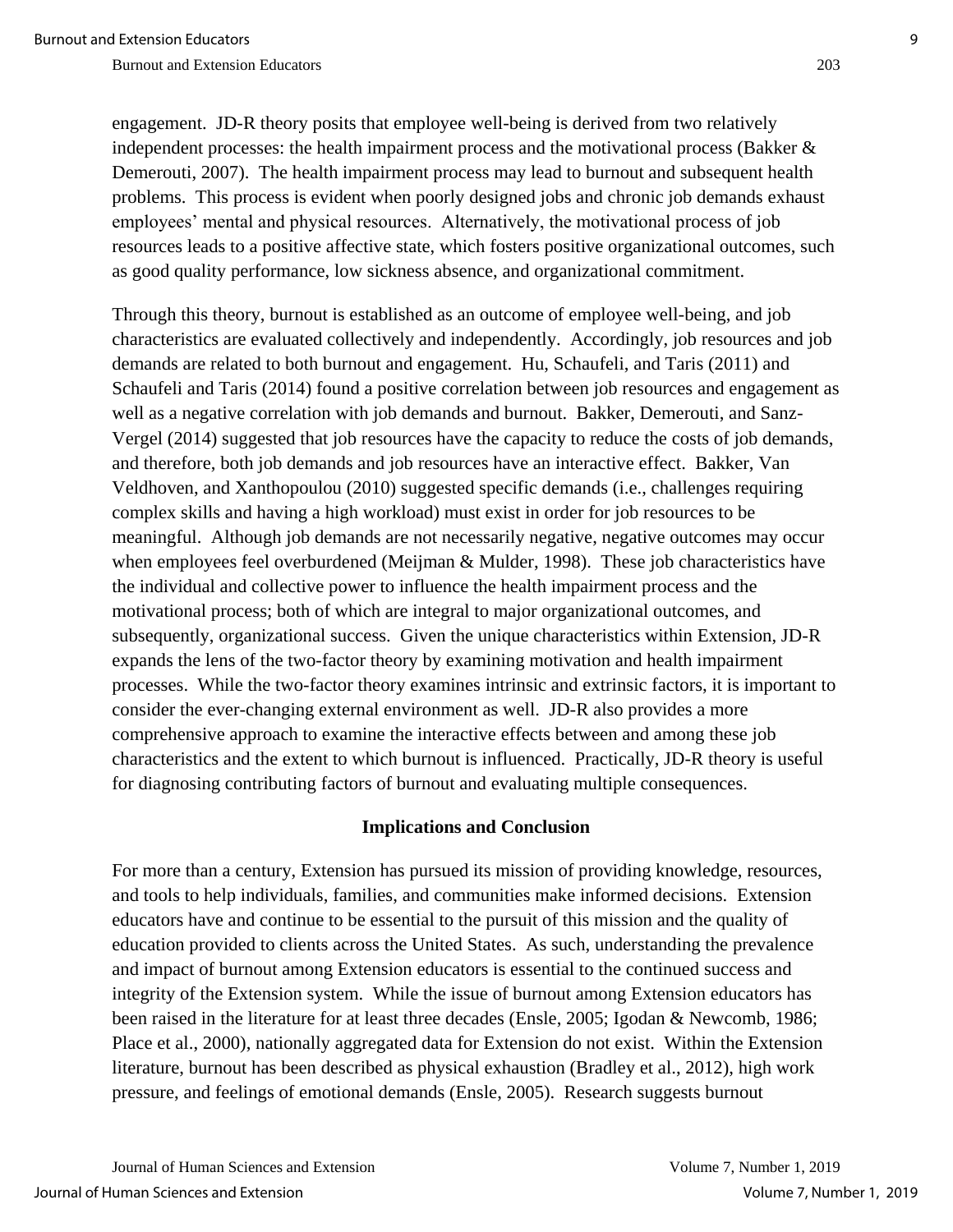engagement. JD-R theory posits that employee well-being is derived from two relatively independent processes: the health impairment process and the motivational process (Bakker & Demerouti, 2007). The health impairment process may lead to burnout and subsequent health problems. This process is evident when poorly designed jobs and chronic job demands exhaust employees' mental and physical resources. Alternatively, the motivational process of job resources leads to a positive affective state, which fosters positive organizational outcomes, such as good quality performance, low sickness absence, and organizational commitment.

Through this theory, burnout is established as an outcome of employee well-being, and job characteristics are evaluated collectively and independently. Accordingly, job resources and job demands are related to both burnout and engagement. Hu, Schaufeli, and Taris (2011) and Schaufeli and Taris (2014) found a positive correlation between job resources and engagement as well as a negative correlation with job demands and burnout. Bakker, Demerouti, and Sanz-Vergel (2014) suggested that job resources have the capacity to reduce the costs of job demands, and therefore, both job demands and job resources have an interactive effect. Bakker, Van Veldhoven, and Xanthopoulou (2010) suggested specific demands (i.e., challenges requiring complex skills and having a high workload) must exist in order for job resources to be meaningful. Although job demands are not necessarily negative, negative outcomes may occur when employees feel overburdened (Meijman & Mulder, 1998). These job characteristics have the individual and collective power to influence the health impairment process and the motivational process; both of which are integral to major organizational outcomes, and subsequently, organizational success. Given the unique characteristics within Extension, JD-R expands the lens of the two-factor theory by examining motivation and health impairment processes. While the two-factor theory examines intrinsic and extrinsic factors, it is important to consider the ever-changing external environment as well. JD-R also provides a more comprehensive approach to examine the interactive effects between and among these job characteristics and the extent to which burnout is influenced. Practically, JD-R theory is useful for diagnosing contributing factors of burnout and evaluating multiple consequences.

## Implications and Conclusion

For more than a century, Extension has pursued its mission of providing knowledge, resources, and tools to help individuals, families, and communities make informed decisions. Extension educators have and continue to be essential to the pursuit of this mission and the quality of education provided to clients across the United States. As such, understanding the prevalence and impact of burnout among Extension educators is essential to the continued success and integrity of the Extension system. While the issue of burnout among Extension educators has been raised in the literature for at least three decades (Ensle, 2005; Igodan & Newcomb, 1986; Place et al., 2000), nationally aggregated data for Extension do not exist. Within the Extension literature, burnout has been described as physical exhaustion (Bradley et al., 2012), high work pressure, and feelings of emotional demands (Ensle, 2005). Research suggests burnout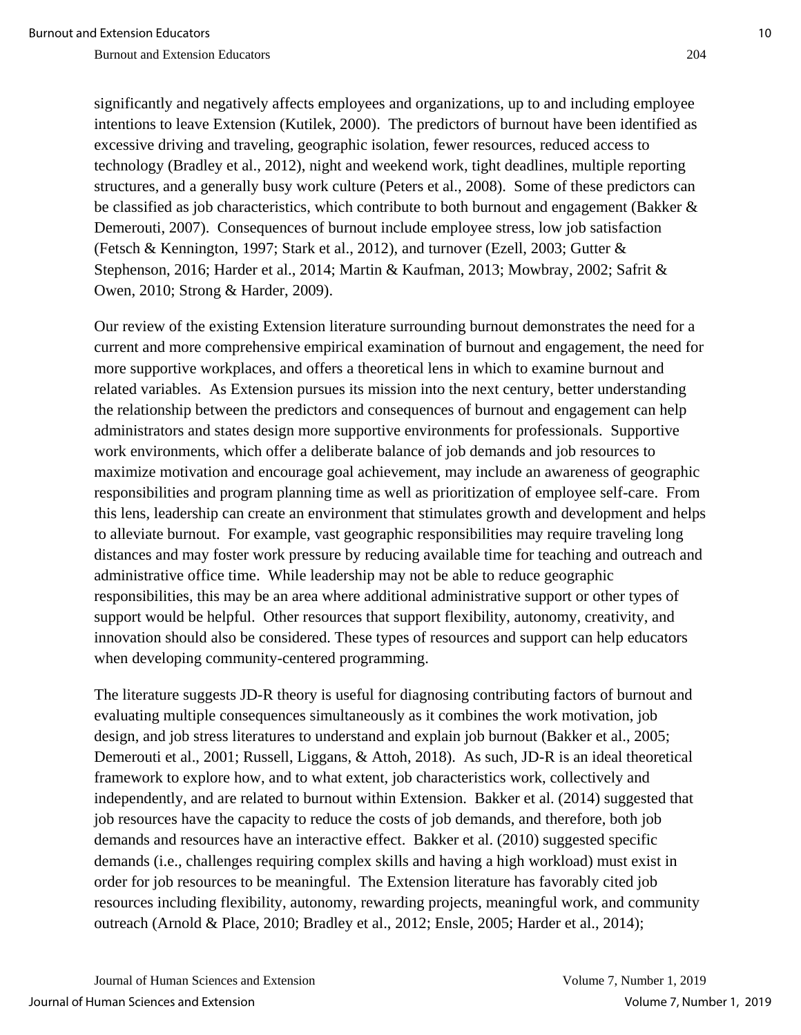significantly and negatively affects employees and organizations, up to and including employee intentions to leave Extension (Kutilek, 2000). The predictors of burnout have been identified as excessive driving and traveling, geographic isolation, fewer resources, reduced access to technology (Bradley et al., 2012), night and weekend work, tight deadlines, multiple reporting structures, and a generally busy work culture (Peters et al., 2008). Some of these predictors can be classified as job characteristics, which contribute to both burnout and engagement (Bakker & Demerouti, 2007). Consequences of burnout include employee stress, low job satisfaction (Fetsch & Kennington, 1997; Stark et al., 2012), and turnover (Ezell, 2003; Gutter & Stephenson, 2016; Harder et al., 2014; Martin & Kaufman, 2013; Mowbray, 2002; Safrit & Owen, 2010; Strong & Harder, 2009).

Our review of the existing Extension literature surrounding burnout demonstrates the need for a current and more comprehensive empirical examination of burnout and engagement, the need for more supportive workplaces, and offers a theoretical lens in which to examine burnout and related variables. As Extension pursues its mission into the next century, better understanding the relationship between the predictors and consequences of burnout and engagement can help administrators and states design more supportive environments for professionals. Supportive work environments, which offer a deliberate balance of job demands and job resources to maximize motivation and encourage goal achievement, may include an awareness of geographic responsibilities and program planning time as well as prioritization of employee self-care. From this lens, leadership can create an environment that stimulates growth and development and helps to alleviate burnout. For example, vast geographic responsibilities may require traveling long distances and may foster work pressure by reducing available time for teaching and outreach and administrative office time. While leadership may not be able to reduce geographic responsibilities, this may be an area where additional administrative support or other types of support would be helpful. Other resources that support flexibility, autonomy, creativity, and innovation should also be considered. These types of resources and support can help educators when developing community-centered programming.

The literature suggests JD-R theory is useful for diagnosing contributing factors of burnout and evaluating multiple consequences simultaneously as it combines the work motivation, job design, and job stress literatures to understand and explain job burnout (Bakker et al., 2005; Demerouti et al., 2001; Russell, Liggans, & Attoh, 2018). As such, JD-R is an ideal theoretical framework to explore how, and to what extent, job characteristics work, collectively and independently, and are related to burnout within Extension. Bakker et al. (2014) suggested that job resources have the capacity to reduce the costs of job demands, and therefore, both job demands and resources have an interactive effect. Bakker et al. (2010) suggested specific demands (i.e., challenges requiring complex skills and having a high workload) must exist in order for job resources to be meaningful. The Extension literature has favorably cited job resources including flexibility, autonomy, rewarding projects, meaningful work, and community outreach (Arnold & Place, 2010; Bradley et al., 2012; Ensle, 2005; Harder et al., 2014);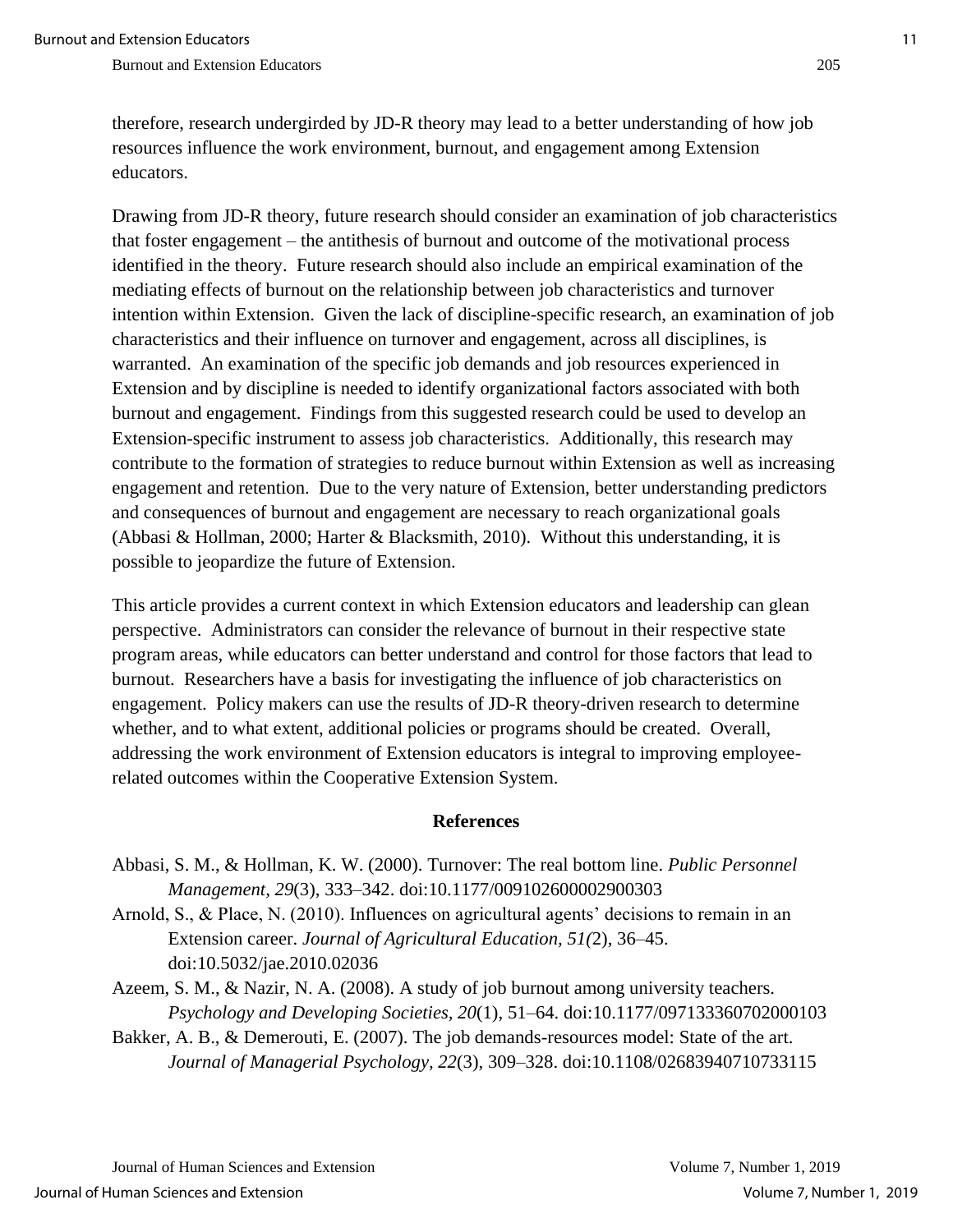therefore, research undergirded by JD-R theory may lead to a better understanding of how job resources influence the work environment, burnout, and engagement among Extension educators.

Drawing from JD-R theory, future research should consider an examination of job characteristics that foster engagement – the antithesis of burnout and outcome of the motivational process identified in the theory. Future research should also include an empirical examination of the mediating effects of burnout on the relationship between job characteristics and turnover intention within Extension. Given the lack of discipline-specific research, an examination of job characteristics and their influence on turnover and engagement, across all disciplines, is warranted. An examination of the specific job demands and job resources experienced in Extension and by discipline is needed to identify organizational factors associated with both burnout and engagement. Findings from this suggested research could be used to develop an Extension-specific instrument to assess job characteristics. Additionally, this research may contribute to the formation of strategies to reduce burnout within Extension as well as increasing engagement and retention. Due to the very nature of Extension, better understanding predictors and consequences of burnout and engagement are necessary to reach organizational goals (Abbasi & Hollman, 2000; Harter & Blacksmith, 2010). Without this understanding, it is possible to jeopardize the future of Extension.

This article provides a current context in which Extension educators and leadership can glean perspective. Administrators can consider the relevance of burnout in their respective state program areas, while educators can better understand and control for those factors that lead to burnout. Researchers have a basis for investigating the influence of job characteristics on engagement. Policy makers can use the results of JD-R theory-driven research to determine whether, and to what extent, additional policies or programs should be created. Overall, addressing the work environment of Extension educators is integral to improving employee-related outcomes within the Cooperative Extension System.

## References

Abbasi, S. M., & Hollman, K. W. (2000). Turnover: The real bottom line. *Public Personnel Management, 29*(3), 333–342. doi:10.1177/009102600002900303

Arnold, S., & Place, N. (2010). Influences on agricultural agents' decisions to remain in an Extension career. *Journal of Agricultural Education, 51(*2), 36–45. doi:10.5032/jae.2010.02036

Azeem, S. M., & Nazir, N. A. (2008). A study of job burnout among university teachers. *Psychology and Developing Societies, 20*(1), 51–64. doi:10.1177/097133360702000103

Bakker, A. B., & Demerouti, E. (2007). The job demands-resources model: State of the art. *Journal of Managerial Psychology, 22*(3), 309–328. doi:10.1108/02683940710733115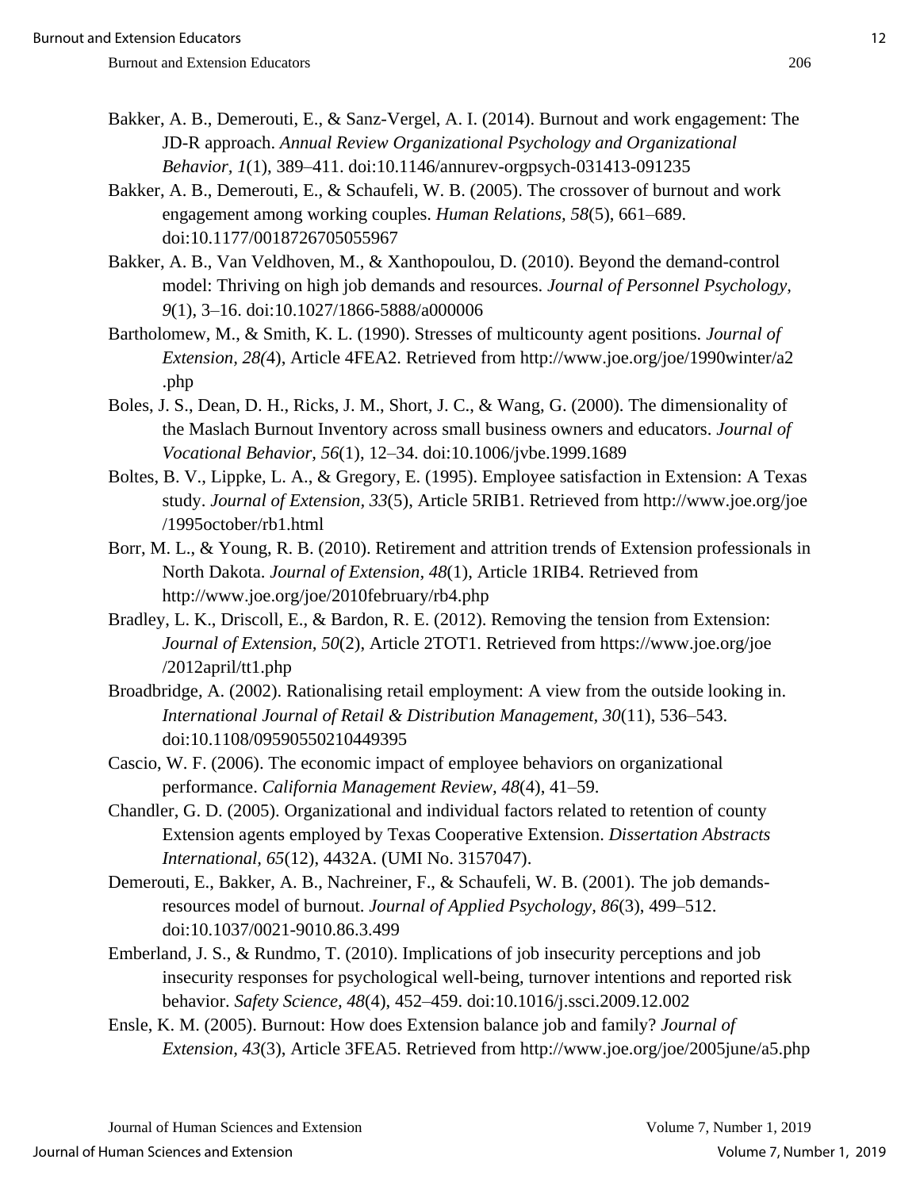Bakker, A. B., Demerouti, E., & Sanz-Vergel, A. I. (2014). Burnout and work engagement: The JD-R approach. *Annual Review Organizational Psychology and Organizational Behavior*, *1*(1), 389–411. doi:10.1146/annurev-orgpsych-031413-091235

Bakker, A. B., Demerouti, E., & Schaufeli, W. B. (2005). The crossover of burnout and work engagement among working couples. *Human Relations, 58*(5), 661–689. doi:10.1177/0018726705055967

Bakker, A. B., Van Veldhoven, M., & Xanthopoulou, D. (2010). Beyond the demand-control model: Thriving on high job demands and resources. *Journal of Personnel Psychology, 9*(1), 3–16. doi:10.1027/1866-5888/a000006

Bartholomew, M., & Smith, K. L. (1990). Stresses of multicounty agent positions. *Journal of Extension, 28(*4), Article 4FEA2. Retrieved from http://www.joe.org/joe/1990winter/a2.php

Boles, J. S., Dean, D. H., Ricks, J. M., Short, J. C., & Wang, G. (2000). The dimensionality of the Maslach Burnout Inventory across small business owners and educators. *Journal of Vocational Behavior, 56*(1), 12–34. doi:10.1006/jvbe.1999.1689

Boltes, B. V., Lippke, L. A., & Gregory, E. (1995). Employee satisfaction in Extension: A Texas study. *Journal of Extension*, *33*(5), Article 5RIB1. Retrieved from http://www.joe.org/joe/1995october/rb1.html

Borr, M. L., & Young, R. B. (2010). Retirement and attrition trends of Extension professionals in North Dakota. *Journal of Extension, 48*(1), Article 1RIB4. Retrieved from http://www.joe.org/joe/2010february/rb4.php

Bradley, L. K., Driscoll, E., & Bardon, R. E. (2012). Removing the tension from Extension: *Journal of Extension, 50*(2), Article 2TOT1. Retrieved from https://www.joe.org/joe/2012april/tt1.php

Broadbridge, A. (2002). Rationalising retail employment: A view from the outside looking in. *International Journal of Retail & Distribution Management, 30*(11), 536–543. doi:10.1108/09590550210449395

Cascio, W. F. (2006). The economic impact of employee behaviors on organizational performance. *California Management Review, 48*(4), 41–59.

Chandler, G. D. (2005). Organizational and individual factors related to retention of county Extension agents employed by Texas Cooperative Extension. *Dissertation Abstracts International, 65*(12), 4432A. (UMI No. 3157047).

Demerouti, E., Bakker, A. B., Nachreiner, F., & Schaufeli, W. B. (2001). The job demands-resources model of burnout. *Journal of Applied Psychology, 86*(3), 499–512. doi:10.1037/0021-9010.86.3.499

Emberland, J. S., & Rundmo, T. (2010). Implications of job insecurity perceptions and job insecurity responses for psychological well-being, turnover intentions and reported risk behavior. *Safety Science*, *48*(4), 452–459. doi:10.1016/j.ssci.2009.12.002

Ensle, K. M. (2005). Burnout: How does Extension balance job and family? *Journal of Extension*, *43*(3), Article 3FEA5. Retrieved from http://www.joe.org/joe/2005june/a5.php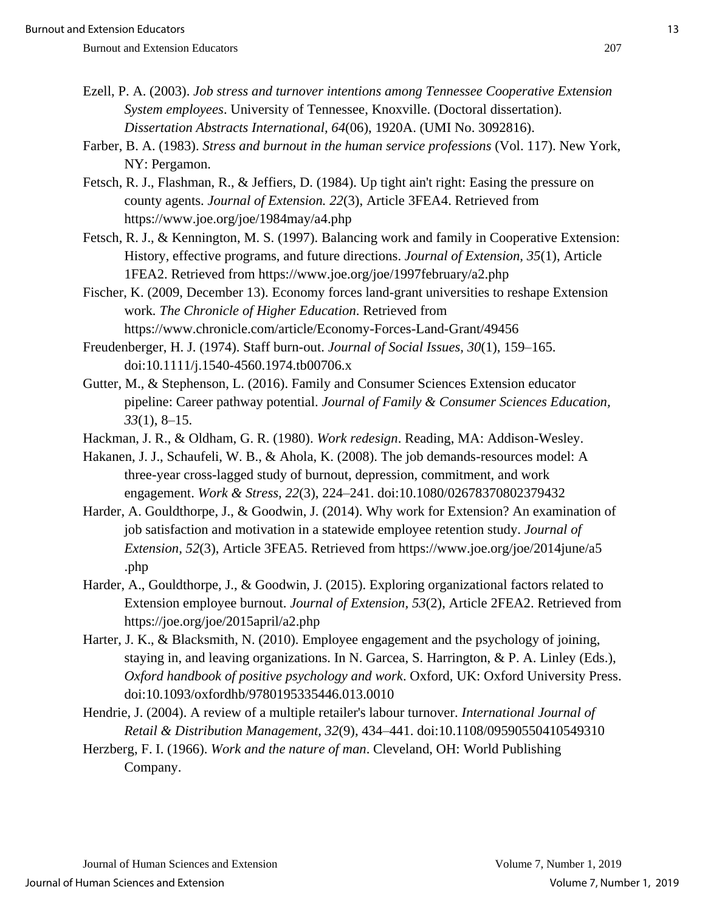Ezell, P. A. (2003). *Job stress and turnover intentions among Tennessee Cooperative Extension System employees*. University of Tennessee, Knoxville. (Doctoral dissertation). *Dissertation Abstracts International, 64*(06), 1920A. (UMI No. 3092816).

Farber, B. A. (1983). *Stress and burnout in the human service professions* (Vol. 117). New York, NY: Pergamon.

Fetsch, R. J., Flashman, R., & Jeffiers, D. (1984). Up tight ain't right: Easing the pressure on county agents. *Journal of Extension. 22*(3), Article 3FEA4. Retrieved from https://www.joe.org/joe/1984may/a4.php

Fetsch, R. J., & Kennington, M. S. (1997). Balancing work and family in Cooperative Extension: History, effective programs, and future directions. *Journal of Extension, 35*(1), Article 1FEA2. Retrieved from https://www.joe.org/joe/1997february/a2.php

Fischer, K. (2009, December 13). Economy forces land-grant universities to reshape Extension work. *The Chronicle of Higher Education*. Retrieved from https://www.chronicle.com/article/Economy-Forces-Land-Grant/49456

Freudenberger, H. J. (1974). Staff burn-out. *Journal of Social Issues, 30*(1), 159–165. doi:10.1111/j.1540-4560.1974.tb00706.x

Gutter, M., & Stephenson, L. (2016). Family and Consumer Sciences Extension educator pipeline: Career pathway potential. *Journal of Family & Consumer Sciences Education, 33*(1), 8–15.

Hackman, J. R., & Oldham, G. R. (1980). *Work redesign*. Reading, MA: Addison-Wesley.

Hakanen, J. J., Schaufeli, W. B., & Ahola, K. (2008). The job demands-resources model: A three-year cross-lagged study of burnout, depression, commitment, and work engagement. *Work & Stress, 22*(3), 224–241. doi:10.1080/02678370802379432

Harder, A. Gouldthorpe, J., & Goodwin, J. (2014). Why work for Extension? An examination of job satisfaction and motivation in a statewide employee retention study. *Journal of Extension, 52*(3), Article 3FEA5. Retrieved from https://www.joe.org/joe/2014june/a5.php

Harder, A., Gouldthorpe, J., & Goodwin, J. (2015). Exploring organizational factors related to Extension employee burnout. *Journal of Extension, 53*(2), Article 2FEA2. Retrieved from https://joe.org/joe/2015april/a2.php

Harter, J. K., & Blacksmith, N. (2010). Employee engagement and the psychology of joining, staying in, and leaving organizations. In N. Garcea, S. Harrington, & P. A. Linley (Eds.), *Oxford handbook of positive psychology and work*. Oxford, UK: Oxford University Press. doi:10.1093/oxfordhb/9780195335446.013.0010

Hendrie, J. (2004). A review of a multiple retailer's labour turnover. *International Journal of Retail & Distribution Management, 32*(9), 434–441. doi:10.1108/09590550410549310

Herzberg, F. I. (1966). *Work and the nature of man*. Cleveland, OH: World Publishing Company.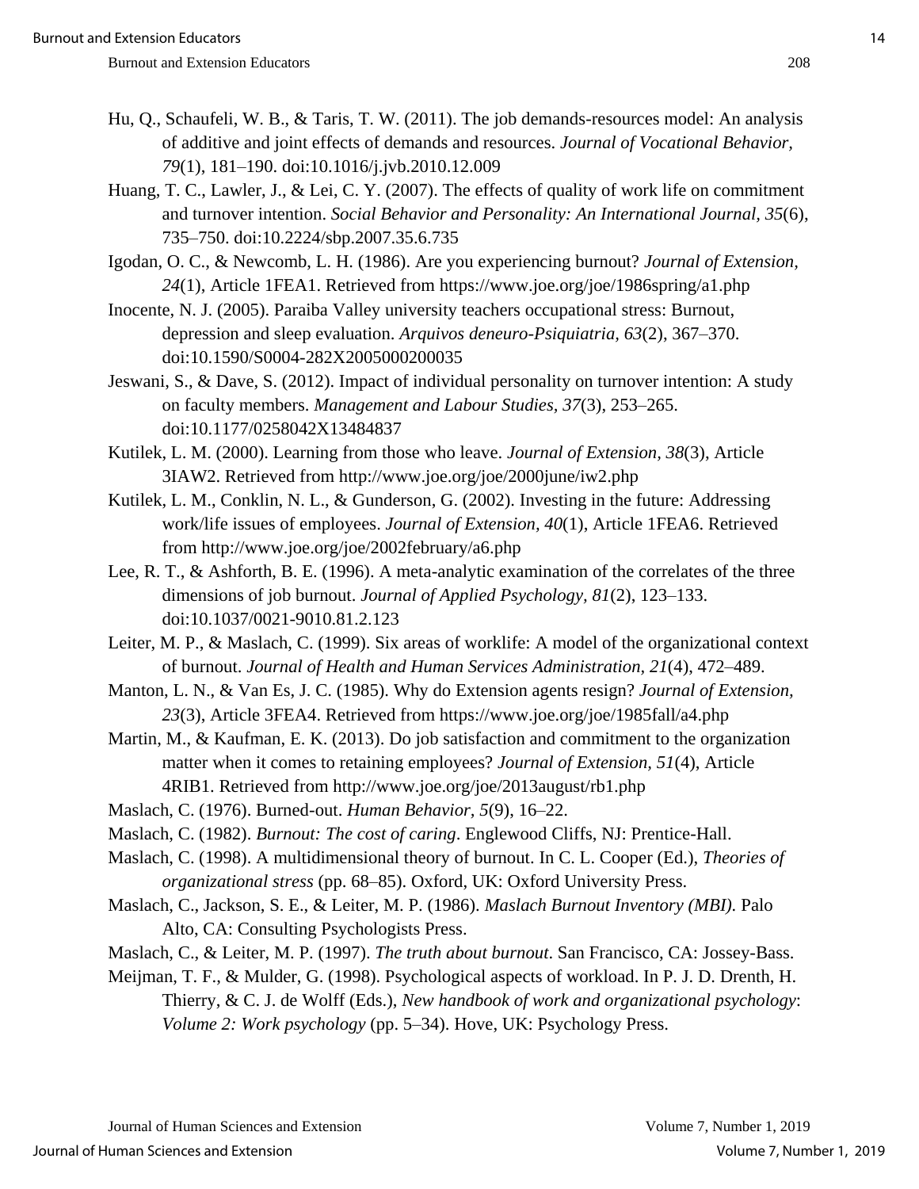Hu, Q., Schaufeli, W. B., & Taris, T. W. (2011). The job demands-resources model: An analysis of additive and joint effects of demands and resources. *Journal of Vocational Behavior, 79*(1), 181–190. doi:10.1016/j.jvb.2010.12.009

Huang, T. C., Lawler, J., & Lei, C. Y. (2007). The effects of quality of work life on commitment and turnover intention. *Social Behavior and Personality: An International Journal, 35*(6), 735–750. doi:10.2224/sbp.2007.35.6.735

Igodan, O. C., & Newcomb, L. H. (1986). Are you experiencing burnout? *Journal of Extension, 24*(1), Article 1FEA1. Retrieved from https://www.joe.org/joe/1986spring/a1.php

Inocente, N. J. (2005). Paraiba Valley university teachers occupational stress: Burnout, depression and sleep evaluation. *Arquivos deneuro-Psiquiatria, 63*(2), 367–370. doi:10.1590/S0004-282X2005000200035

Jeswani, S., & Dave, S. (2012). Impact of individual personality on turnover intention: A study on faculty members. *Management and Labour Studies, 37*(3), 253–265. doi:10.1177/0258042X13484837

Kutilek, L. M. (2000). Learning from those who leave. *Journal of Extension, 38*(3), Article 3IAW2. Retrieved from http://www.joe.org/joe/2000june/iw2.php

Kutilek, L. M., Conklin, N. L., & Gunderson, G. (2002). Investing in the future: Addressing work/life issues of employees. *Journal of Extension, 40*(1), Article 1FEA6. Retrieved from http://www.joe.org/joe/2002february/a6.php

Lee, R. T., & Ashforth, B. E. (1996). A meta-analytic examination of the correlates of the three dimensions of job burnout. *Journal of Applied Psychology, 81*(2), 123–133. doi:10.1037/0021-9010.81.2.123

Leiter, M. P., & Maslach, C. (1999). Six areas of worklife: A model of the organizational context of burnout. *Journal of Health and Human Services Administration, 21*(4), 472–489.

Manton, L. N., & Van Es, J. C. (1985). Why do Extension agents resign? *Journal of Extension, 23*(3), Article 3FEA4. Retrieved from https://www.joe.org/joe/1985fall/a4.php

Martin, M., & Kaufman, E. K. (2013). Do job satisfaction and commitment to the organization matter when it comes to retaining employees? *Journal of Extension, 51*(4), Article 4RIB1. Retrieved from http://www.joe.org/joe/2013august/rb1.php

Maslach, C. (1976). Burned-out. *Human Behavior, 5*(9), 16–22.

Maslach, C. (1982). *Burnout: The cost of caring*. Englewood Cliffs, NJ: Prentice-Hall.

Maslach, C. (1998). A multidimensional theory of burnout. In C. L. Cooper (Ed.), *Theories of organizational stress* (pp. 68–85). Oxford, UK: Oxford University Press.

Maslach, C., Jackson, S. E., & Leiter, M. P. (1986). *Maslach Burnout Inventory (MBI)*. Palo Alto, CA: Consulting Psychologists Press.

Maslach, C., & Leiter, M. P. (1997). *The truth about burnout*. San Francisco, CA: Jossey-Bass.

Meijman, T. F., & Mulder, G. (1998). Psychological aspects of workload. In P. J. D. Drenth, H. Thierry, & C. J. de Wolff (Eds.), *New handbook of work and organizational psychology: Volume 2: Work psychology* (pp. 5–34). Hove, UK: Psychology Press.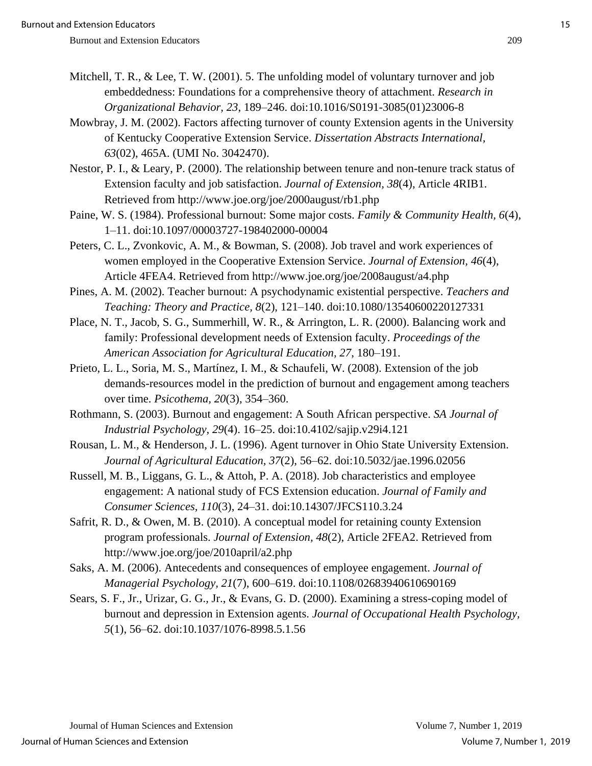Mitchell, T. R., & Lee, T. W. (2001). 5. The unfolding model of voluntary turnover and job embeddedness: Foundations for a comprehensive theory of attachment. *Research in Organizational Behavior, 23*, 189–246. doi:10.1016/S0191-3085(01)23006-8

Mowbray, J. M. (2002). Factors affecting turnover of county Extension agents in the University of Kentucky Cooperative Extension Service. *Dissertation Abstracts International, 63*(02), 465A. (UMI No. 3042470).

Nestor, P. I., & Leary, P. (2000). The relationship between tenure and non-tenure track status of Extension faculty and job satisfaction. *Journal of Extension, 38*(4), Article 4RIB1. Retrieved from http://www.joe.org/joe/2000august/rb1.php

Paine, W. S. (1984). Professional burnout: Some major costs. *Family & Community Health, 6*(4), 1–11. doi:10.1097/00003727-198402000-00004

Peters, C. L., Zvonkovic, A. M., & Bowman, S. (2008). Job travel and work experiences of women employed in the Cooperative Extension Service. *Journal of Extension, 46*(4), Article 4FEA4. Retrieved from http://www.joe.org/joe/2008august/a4.php

Pines, A. M. (2002). Teacher burnout: A psychodynamic existential perspective. *Teachers and Teaching: Theory and Practice, 8*(2), 121–140. doi:10.1080/13540600220127331

Place, N. T., Jacob, S. G., Summerhill, W. R., & Arrington, L. R. (2000). Balancing work and family: Professional development needs of Extension faculty. *Proceedings of the American Association for Agricultural Education, 27*, 180–191.

Prieto, L. L., Soria, M. S., Martínez, I. M., & Schaufeli, W. (2008). Extension of the job demands-resources model in the prediction of burnout and engagement among teachers over time. *Psicothema, 20*(3), 354–360.

Rothmann, S. (2003). Burnout and engagement: A South African perspective. *SA Journal of Industrial Psychology, 29*(4). 16–25. doi:10.4102/sajip.v29i4.121

Rousan, L. M., & Henderson, J. L. (1996). Agent turnover in Ohio State University Extension. *Journal of Agricultural Education, 37*(2), 56–62. doi:10.5032/jae.1996.02056

Russell, M. B., Liggans, G. L., & Attoh, P. A. (2018). Job characteristics and employee engagement: A national study of FCS Extension education. *Journal of Family and Consumer Sciences, 110*(3), 24–31. doi:10.14307/JFCS110.3.24

Safrit, R. D., & Owen, M. B. (2010). A conceptual model for retaining county Extension program professionals. *Journal of Extension, 48*(2), Article 2FEA2. Retrieved from http://www.joe.org/joe/2010april/a2.php

Saks, A. M. (2006). Antecedents and consequences of employee engagement. *Journal of Managerial Psychology, 21*(7), 600–619. doi:10.1108/02683940610690169

Sears, S. F., Jr., Urizar, G. G., Jr., & Evans, G. D. (2000). Examining a stress-coping model of burnout and depression in Extension agents. *Journal of Occupational Health Psychology, 5*(1), 56–62. doi:10.1037/1076-8998.5.1.56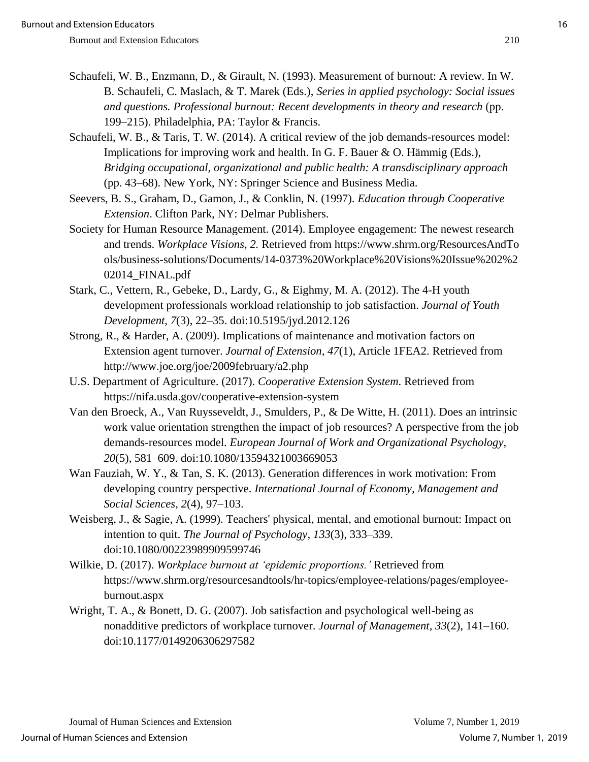Schaufeli, W. B., Enzmann, D., & Girault, N. (1993). Measurement of burnout: A review. In W. B. Schaufeli, C. Maslach, & T. Marek (Eds.), *Series in applied psychology: Social issues and questions. Professional burnout: Recent developments in theory and research* (pp. 199–215). Philadelphia, PA: Taylor & Francis.

Schaufeli, W. B., & Taris, T. W. (2014). A critical review of the job demands-resources model: Implications for improving work and health. In G. F. Bauer & O. Hämmig (Eds.), *Bridging occupational, organizational and public health: A transdisciplinary approach* (pp. 43–68). New York, NY: Springer Science and Business Media.

Seevers, B. S., Graham, D., Gamon, J., & Conklin, N. (1997). *Education through Cooperative Extension*. Clifton Park, NY: Delmar Publishers.

Society for Human Resource Management. (2014). Employee engagement: The newest research and trends. *Workplace Visions, 2.* Retrieved from https://www.shrm.org/ResourcesAndTools/business-solutions/Documents/14-0373%20Workplace%20Visions%20Issue%202%202014_FINAL.pdf

Stark, C., Vettern, R., Gebeke, D., Lardy, G., & Eighmy, M. A. (2012). The 4-H youth development professionals workload relationship to job satisfaction. *Journal of Youth Development, 7*(3), 22–35. doi:10.5195/jyd.2012.126

Strong, R., & Harder, A. (2009). Implications of maintenance and motivation factors on Extension agent turnover. *Journal of Extension, 47*(1), Article 1FEA2. Retrieved from http://www.joe.org/joe/2009february/a2.php

U.S. Department of Agriculture. (2017). *Cooperative Extension System*. Retrieved from https://nifa.usda.gov/cooperative-extension-system

Van den Broeck, A., Van Ruysseveldt, J., Smulders, P., & De Witte, H. (2011). Does an intrinsic work value orientation strengthen the impact of job resources? A perspective from the job demands-resources model. *European Journal of Work and Organizational Psychology, 20*(5), 581–609. doi:10.1080/13594321003669053

Wan Fauziah, W. Y., & Tan, S. K. (2013). Generation differences in work motivation: From developing country perspective. *International Journal of Economy, Management and Social Sciences, 2*(4), 97–103.

Weisberg, J., & Sagie, A. (1999). Teachers' physical, mental, and emotional burnout: Impact on intention to quit. *The Journal of Psychology, 133*(3), 333–339. doi:10.1080/00223989909599746

Wilkie, D. (2017). *Workplace burnout at 'epidemic proportions.'* Retrieved from https://www.shrm.org/resourcesandtools/hr-topics/employee-relations/pages/employee-burnout.aspx

Wright, T. A., & Bonett, D. G. (2007). Job satisfaction and psychological well-being as nonadditive predictors of workplace turnover. *Journal of Management, 33*(2), 141–160. doi:10.1177/0149206306297582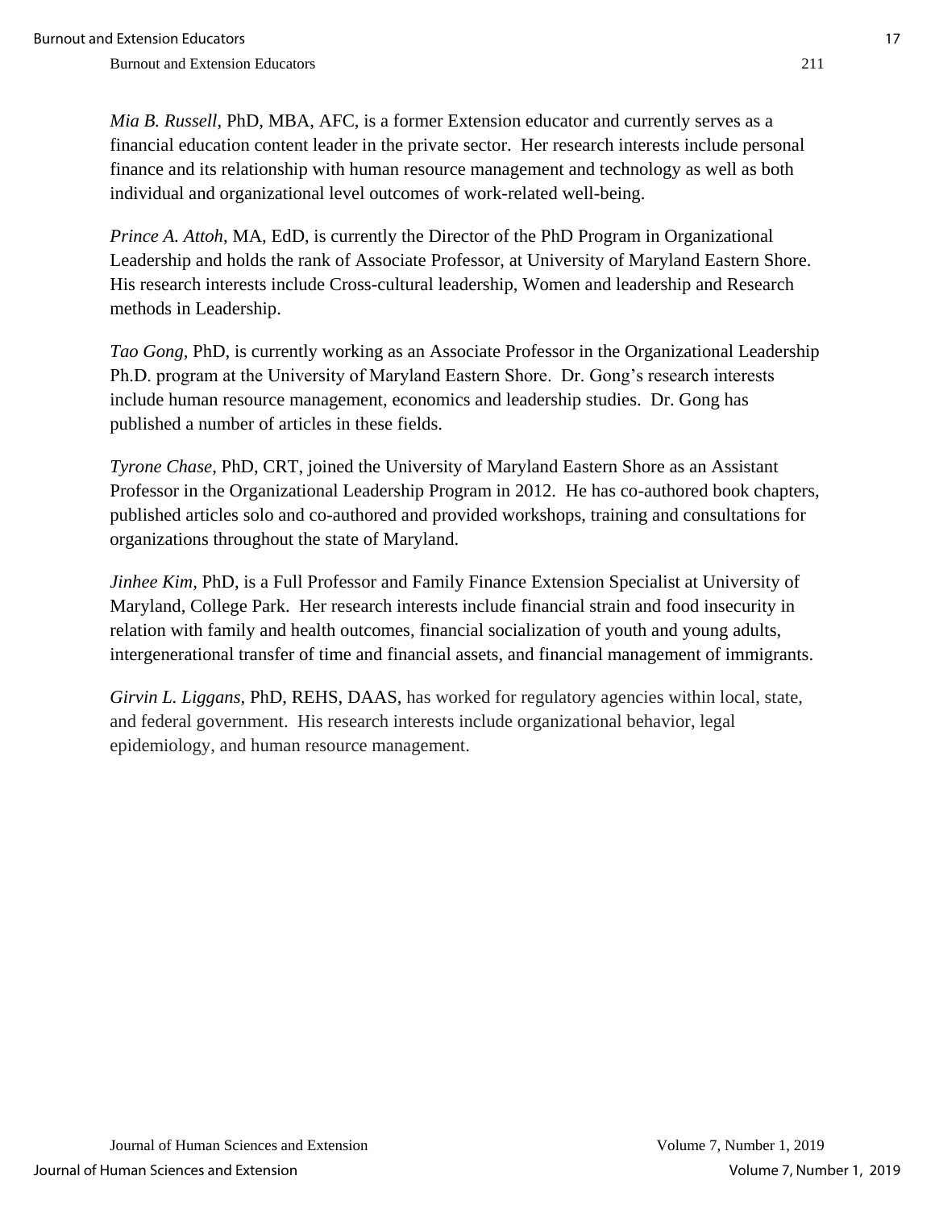*Mia B. Russell*, PhD, MBA, AFC, is a former Extension educator and currently serves as a financial education content leader in the private sector. Her research interests include personal finance and its relationship with human resource management and technology as well as both individual and organizational level outcomes of work-related well-being.

*Prince A. Attoh*, MA, EdD, is currently the Director of the PhD Program in Organizational Leadership and holds the rank of Associate Professor, at University of Maryland Eastern Shore. His research interests include Cross-cultural leadership, Women and leadership and Research methods in Leadership.

*Tao Gong*, PhD, is currently working as an Associate Professor in the Organizational Leadership Ph.D. program at the University of Maryland Eastern Shore. Dr. Gong's research interests include human resource management, economics and leadership studies. Dr. Gong has published a number of articles in these fields.

*Tyrone Chase*, PhD, CRT, joined the University of Maryland Eastern Shore as an Assistant Professor in the Organizational Leadership Program in 2012. He has co-authored book chapters, published articles solo and co-authored and provided workshops, training and consultations for organizations throughout the state of Maryland.

*Jinhee Kim*, PhD, is a Full Professor and Family Finance Extension Specialist at University of Maryland, College Park. Her research interests include financial strain and food insecurity in relation with family and health outcomes, financial socialization of youth and young adults, intergenerational transfer of time and financial assets, and financial management of immigrants.

*Girvin L. Liggans*, PhD, REHS, DAAS, has worked for regulatory agencies within local, state, and federal government. His research interests include organizational behavior, legal epidemiology, and human resource management.